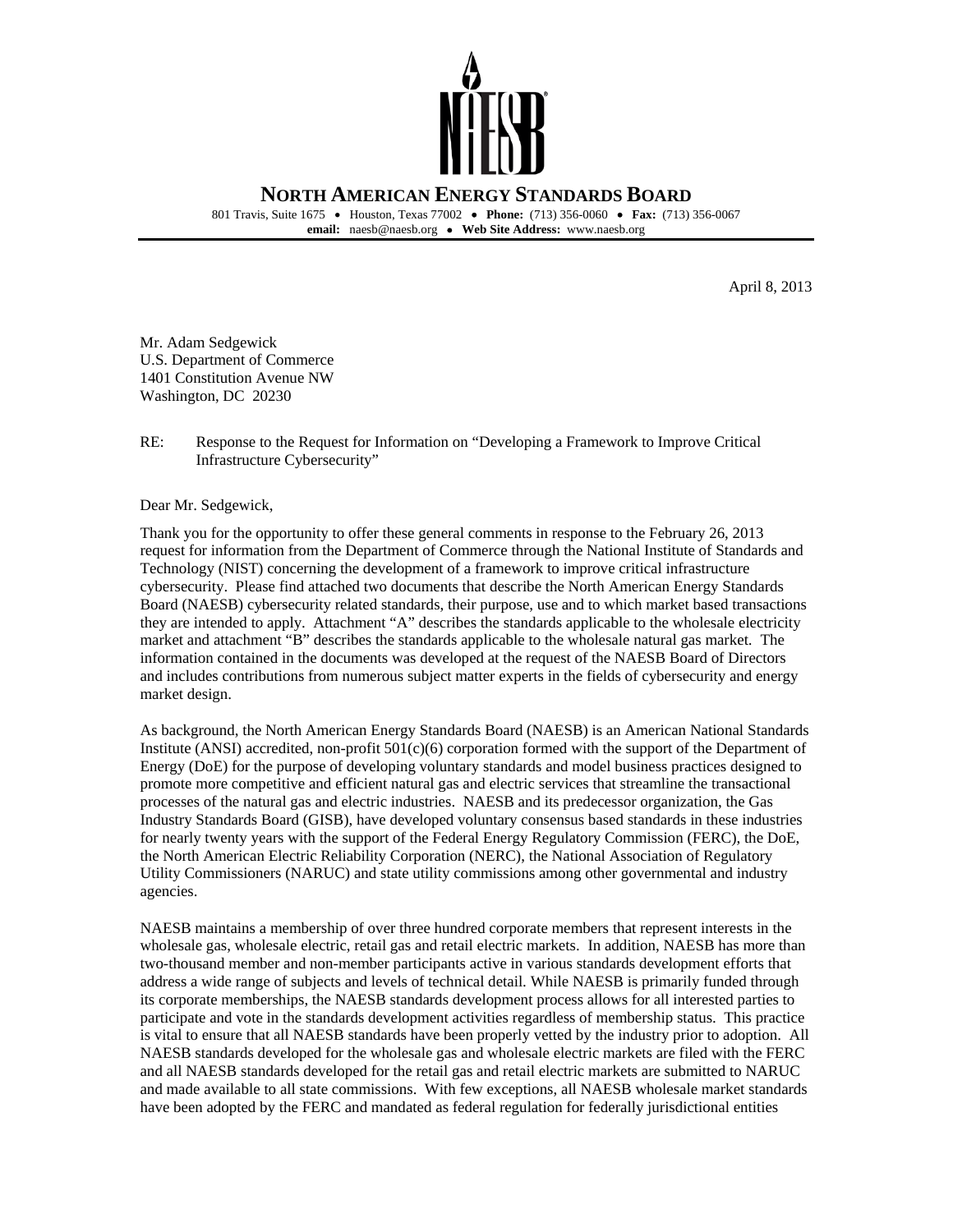# NORTH AMERICAN ENERGY STANDARDS BOARD

801 Travis, Suite 1675 • Houston, Texas 77002 • **Phone:** (713) 356-0060 • **Fax:** (713) 356-0067
**email:** naesb@naesb.org • **Web Site Address:** www.naesb.org

April 8, 2013

Mr. Adam Sedgewick
U.S. Department of Commerce
1401 Constitution Avenue NW
Washington, DC 20230

RE: Response to the Request for Information on "Developing a Framework to Improve Critical Infrastructure Cybersecurity"

Dear Mr. Sedgewick,

Thank you for the opportunity to offer these general comments in response to the February 26, 2013 request for information from the Department of Commerce through the National Institute of Standards and Technology (NIST) concerning the development of a framework to improve critical infrastructure cybersecurity. Please find attached two documents that describe the North American Energy Standards Board (NAESB) cybersecurity related standards, their purpose, use and to which market based transactions they are intended to apply. Attachment "A" describes the standards applicable to the wholesale electricity market and attachment "B" describes the standards applicable to the wholesale natural gas market. The information contained in the documents was developed at the request of the NAESB Board of Directors and includes contributions from numerous subject matter experts in the fields of cybersecurity and energy market design.

As background, the North American Energy Standards Board (NAESB) is an American National Standards Institute (ANSI) accredited, non-profit 501(c)(6) corporation formed with the support of the Department of Energy (DoE) for the purpose of developing voluntary standards and model business practices designed to promote more competitive and efficient natural gas and electric services that streamline the transactional processes of the natural gas and electric industries. NAESB and its predecessor organization, the Gas Industry Standards Board (GISB), have developed voluntary consensus based standards in these industries for nearly twenty years with the support of the Federal Energy Regulatory Commission (FERC), the DoE, the North American Electric Reliability Corporation (NERC), the National Association of Regulatory Utility Commissioners (NARUC) and state utility commissions among other governmental and industry agencies.

NAESB maintains a membership of over three hundred corporate members that represent interests in the wholesale gas, wholesale electric, retail gas and retail electric markets. In addition, NAESB has more than two-thousand member and non-member participants active in various standards development efforts that address a wide range of subjects and levels of technical detail. While NAESB is primarily funded through its corporate memberships, the NAESB standards development process allows for all interested parties to participate and vote in the standards development activities regardless of membership status. This practice is vital to ensure that all NAESB standards have been properly vetted by the industry prior to adoption. All NAESB standards developed for the wholesale gas and wholesale electric markets are filed with the FERC and all NAESB standards developed for the retail gas and retail electric markets are submitted to NARUC and made available to all state commissions. With few exceptions, all NAESB wholesale market standards have been adopted by the FERC and mandated as federal regulation for federally jurisdictional entities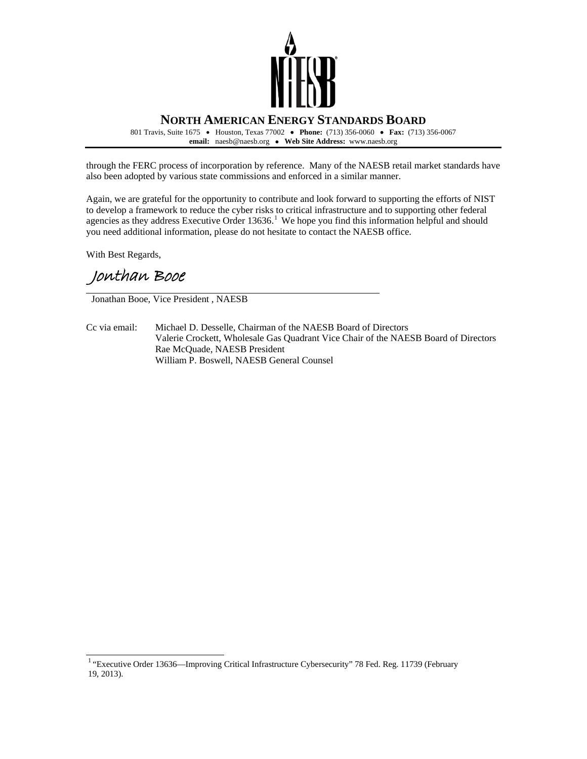through the FERC process of incorporation by reference. Many of the NAESB retail market standards have also been adopted by various state commissions and enforced in a similar manner.

Again, we are grateful for the opportunity to contribute and look forward to supporting the efforts of NIST to develop a framework to reduce the cyber risks to critical infrastructure and to supporting other federal agencies as they address Executive Order 13636.[1] We hope you find this information helpful and should you need additional information, please do not hesitate to contact the NAESB office.

With Best Regards,

*Jonthan Booe*

Jonathan Booe, Vice President , NAESB

Cc via email: Michael D. Desselle, Chairman of the NAESB Board of Directors
Valerie Crockett, Wholesale Gas Quadrant Vice Chair of the NAESB Board of Directors
Rae McQuade, NAESB President
William P. Boswell, NAESB General Counsel

[1] "Executive Order 13636—Improving Critical Infrastructure Cybersecurity" 78 Fed. Reg. 11739 (February 19, 2013).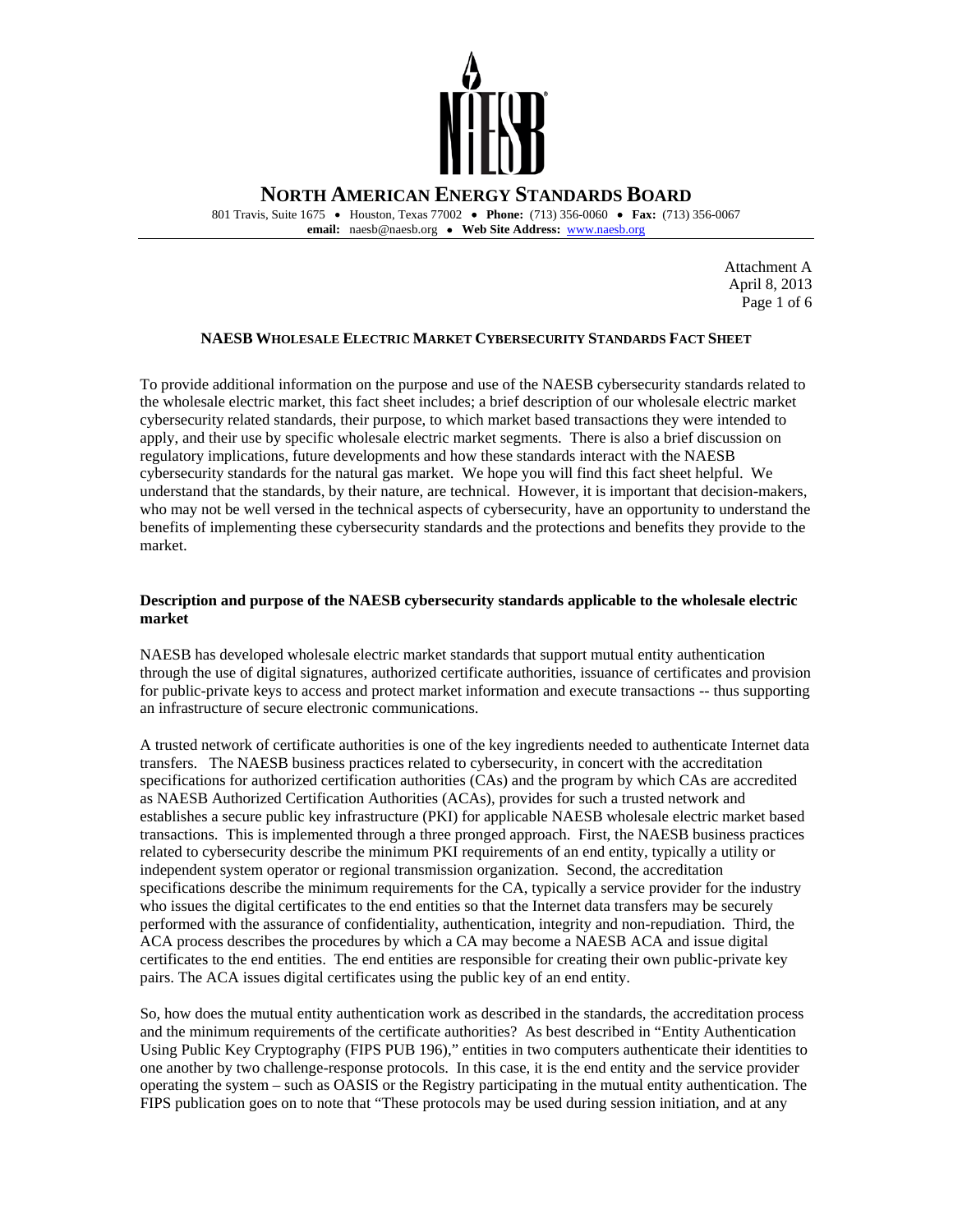# NORTH AMERICAN ENERGY STANDARDS BOARD

801 Travis, Suite 1675 • Houston, Texas 77002 • **Phone:** (713) 356-0060 • **Fax:** (713) 356-0067
**email:** naesb@naesb.org • **Web Site Address:** www.naesb.org

Attachment A
April 8, 2013

**NAESB WHOLESALE ELECTRIC MARKET CYBERSECURITY STANDARDS FACT SHEET**

To provide additional information on the purpose and use of the NAESB cybersecurity standards related to the wholesale electric market, this fact sheet includes; a brief description of our wholesale electric market cybersecurity related standards, their purpose, to which market based transactions they were intended to apply, and their use by specific wholesale electric market segments. There is also a brief discussion on regulatory implications, future developments and how these standards interact with the NAESB cybersecurity standards for the natural gas market. We hope you will find this fact sheet helpful. We understand that the standards, by their nature, are technical. However, it is important that decision-makers, who may not be well versed in the technical aspects of cybersecurity, have an opportunity to understand the benefits of implementing these cybersecurity standards and the protections and benefits they provide to the market.

### Description and purpose of the NAESB cybersecurity standards applicable to the wholesale electric market

NAESB has developed wholesale electric market standards that support mutual entity authentication through the use of digital signatures, authorized certificate authorities, issuance of certificates and provision for public-private keys to access and protect market information and execute transactions -- thus supporting an infrastructure of secure electronic communications.

A trusted network of certificate authorities is one of the key ingredients needed to authenticate Internet data transfers. The NAESB business practices related to cybersecurity, in concert with the accreditation specifications for authorized certification authorities (CAs) and the program by which CAs are accredited as NAESB Authorized Certification Authorities (ACAs), provides for such a trusted network and establishes a secure public key infrastructure (PKI) for applicable NAESB wholesale electric market based transactions. This is implemented through a three pronged approach. First, the NAESB business practices related to cybersecurity describe the minimum PKI requirements of an end entity, typically a utility or independent system operator or regional transmission organization. Second, the accreditation specifications describe the minimum requirements for the CA, typically a service provider for the industry who issues the digital certificates to the end entities so that the Internet data transfers may be securely performed with the assurance of confidentiality, authentication, integrity and non-repudiation. Third, the ACA process describes the procedures by which a CA may become a NAESB ACA and issue digital certificates to the end entities. The end entities are responsible for creating their own public-private key pairs. The ACA issues digital certificates using the public key of an end entity.

So, how does the mutual entity authentication work as described in the standards, the accreditation process and the minimum requirements of the certificate authorities? As best described in "Entity Authentication Using Public Key Cryptography (FIPS PUB 196)," entities in two computers authenticate their identities to one another by two challenge-response protocols. In this case, it is the end entity and the service provider operating the system – such as OASIS or the Registry participating in the mutual entity authentication. The FIPS publication goes on to note that "These protocols may be used during session initiation, and at any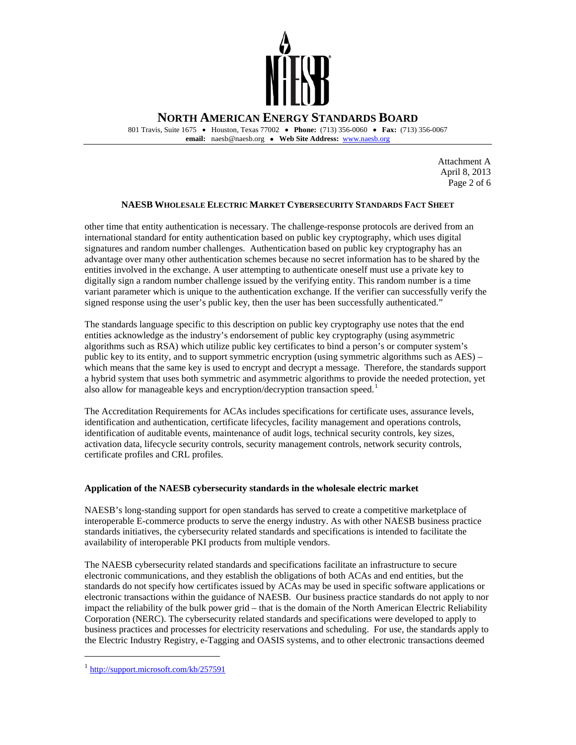other time that entity authentication is necessary. The challenge-response protocols are derived from an international standard for entity authentication based on public key cryptography, which uses digital signatures and random number challenges. Authentication based on public key cryptography has an advantage over many other authentication schemes because no secret information has to be shared by the entities involved in the exchange. A user attempting to authenticate oneself must use a private key to digitally sign a random number challenge issued by the verifying entity. This random number is a time variant parameter which is unique to the authentication exchange. If the verifier can successfully verify the signed response using the user's public key, then the user has been successfully authenticated."

The standards language specific to this description on public key cryptography use notes that the end entities acknowledge as the industry's endorsement of public key cryptography (using asymmetric algorithms such as RSA) which utilize public key certificates to bind a person's or computer system's public key to its entity, and to support symmetric encryption (using symmetric algorithms such as AES) – which means that the same key is used to encrypt and decrypt a message. Therefore, the standards support a hybrid system that uses both symmetric and asymmetric algorithms to provide the needed protection, yet also allow for manageable keys and encryption/decryption transaction speed.[1]

The Accreditation Requirements for ACAs includes specifications for certificate uses, assurance levels, identification and authentication, certificate lifecycles, facility management and operations controls, identification of auditable events, maintenance of audit logs, technical security controls, key sizes, activation data, lifecycle security controls, security management controls, network security controls, certificate profiles and CRL profiles.

**Application of the NAESB cybersecurity standards in the wholesale electric market**

NAESB's long-standing support for open standards has served to create a competitive marketplace of interoperable E-commerce products to serve the energy industry. As with other NAESB business practice standards initiatives, the cybersecurity related standards and specifications is intended to facilitate the availability of interoperable PKI products from multiple vendors.

The NAESB cybersecurity related standards and specifications facilitate an infrastructure to secure electronic communications, and they establish the obligations of both ACAs and end entities, but the standards do not specify how certificates issued by ACAs may be used in specific software applications or electronic transactions within the guidance of NAESB. Our business practice standards do not apply to nor impact the reliability of the bulk power grid – that is the domain of the North American Electric Reliability Corporation (NERC). The cybersecurity related standards and specifications were developed to apply to business practices and processes for electricity reservations and scheduling. For use, the standards apply to the Electric Industry Registry, e-Tagging and OASIS systems, and to other electronic transactions deemed

[1] http://support.microsoft.com/kb/257591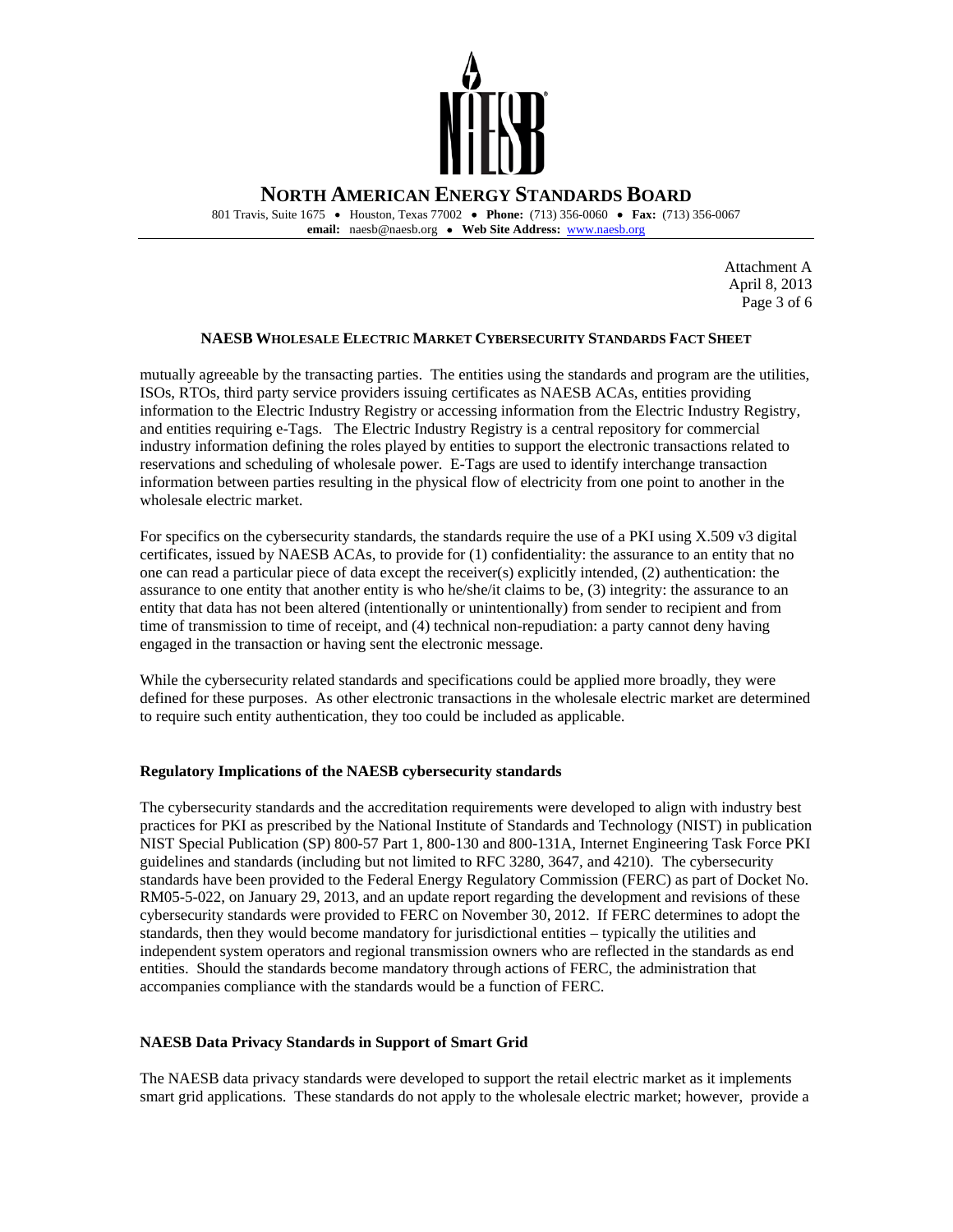mutually agreeable by the transacting parties. The entities using the standards and program are the utilities, ISOs, RTOs, third party service providers issuing certificates as NAESB ACAs, entities providing information to the Electric Industry Registry or accessing information from the Electric Industry Registry, and entities requiring e-Tags. The Electric Industry Registry is a central repository for commercial industry information defining the roles played by entities to support the electronic transactions related to reservations and scheduling of wholesale power. E-Tags are used to identify interchange transaction information between parties resulting in the physical flow of electricity from one point to another in the wholesale electric market.

For specifics on the cybersecurity standards, the standards require the use of a PKI using X.509 v3 digital certificates, issued by NAESB ACAs, to provide for (1) confidentiality: the assurance to an entity that no one can read a particular piece of data except the receiver(s) explicitly intended, (2) authentication: the assurance to one entity that another entity is who he/she/it claims to be, (3) integrity: the assurance to an entity that data has not been altered (intentionally or unintentionally) from sender to recipient and from time of transmission to time of receipt, and (4) technical non-repudiation: a party cannot deny having engaged in the transaction or having sent the electronic message.

While the cybersecurity related standards and specifications could be applied more broadly, they were defined for these purposes. As other electronic transactions in the wholesale electric market are determined to require such entity authentication, they too could be included as applicable.

**Regulatory Implications of the NAESB cybersecurity standards**

The cybersecurity standards and the accreditation requirements were developed to align with industry best practices for PKI as prescribed by the National Institute of Standards and Technology (NIST) in publication NIST Special Publication (SP) 800-57 Part 1, 800-130 and 800-131A, Internet Engineering Task Force PKI guidelines and standards (including but not limited to RFC 3280, 3647, and 4210). The cybersecurity standards have been provided to the Federal Energy Regulatory Commission (FERC) as part of Docket No. RM05-5-022, on January 29, 2013, and an update report regarding the development and revisions of these cybersecurity standards were provided to FERC on November 30, 2012. If FERC determines to adopt the standards, then they would become mandatory for jurisdictional entities – typically the utilities and independent system operators and regional transmission owners who are reflected in the standards as end entities. Should the standards become mandatory through actions of FERC, the administration that accompanies compliance with the standards would be a function of FERC.

**NAESB Data Privacy Standards in Support of Smart Grid**

The NAESB data privacy standards were developed to support the retail electric market as it implements smart grid applications. These standards do not apply to the wholesale electric market; however, provide a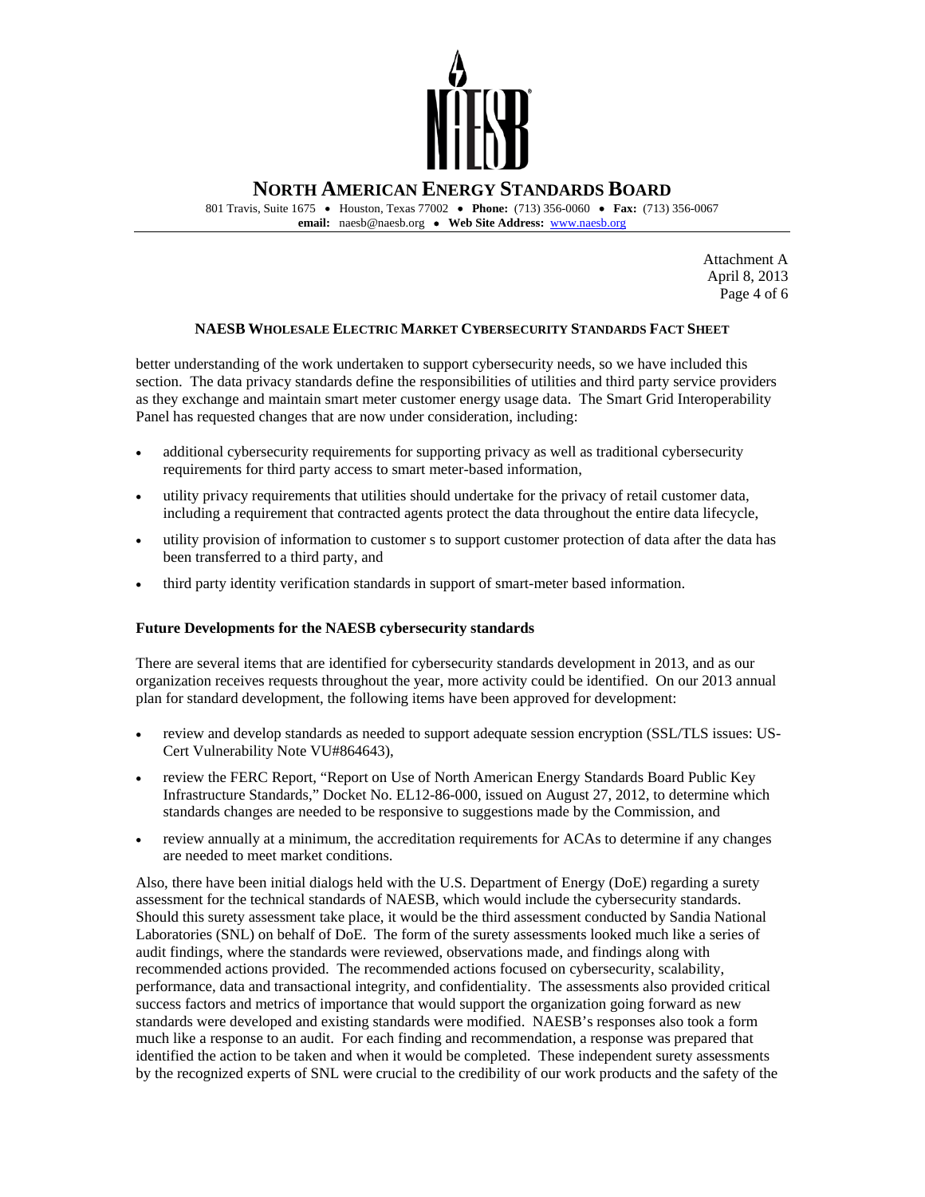Attachment A
April 8, 2013

### NAESB WHOLESALE ELECTRIC MARKET CYBERSECURITY STANDARDS FACT SHEET

better understanding of the work undertaken to support cybersecurity needs, so we have included this section. The data privacy standards define the responsibilities of utilities and third party service providers as they exchange and maintain smart meter customer energy usage data. The Smart Grid Interoperability Panel has requested changes that are now under consideration, including:

- additional cybersecurity requirements for supporting privacy as well as traditional cybersecurity requirements for third party access to smart meter-based information,
- utility privacy requirements that utilities should undertake for the privacy of retail customer data, including a requirement that contracted agents protect the data throughout the entire data lifecycle,
- utility provision of information to customer s to support customer protection of data after the data has been transferred to a third party, and
- third party identity verification standards in support of smart-meter based information.

**Future Developments for the NAESB cybersecurity standards**

There are several items that are identified for cybersecurity standards development in 2013, and as our organization receives requests throughout the year, more activity could be identified. On our 2013 annual plan for standard development, the following items have been approved for development:

- review and develop standards as needed to support adequate session encryption (SSL/TLS issues: US-Cert Vulnerability Note VU#864643),
- review the FERC Report, "Report on Use of North American Energy Standards Board Public Key Infrastructure Standards," Docket No. EL12-86-000, issued on August 27, 2012, to determine which standards changes are needed to be responsive to suggestions made by the Commission, and
- review annually at a minimum, the accreditation requirements for ACAs to determine if any changes are needed to meet market conditions.

Also, there have been initial dialogs held with the U.S. Department of Energy (DoE) regarding a surety assessment for the technical standards of NAESB, which would include the cybersecurity standards. Should this surety assessment take place, it would be the third assessment conducted by Sandia National Laboratories (SNL) on behalf of DoE. The form of the surety assessments looked much like a series of audit findings, where the standards were reviewed, observations made, and findings along with recommended actions provided. The recommended actions focused on cybersecurity, scalability, performance, data and transactional integrity, and confidentiality. The assessments also provided critical success factors and metrics of importance that would support the organization going forward as new standards were developed and existing standards were modified. NAESB's responses also took a form much like a response to an audit. For each finding and recommendation, a response was prepared that identified the action to be taken and when it would be completed. These independent surety assessments by the recognized experts of SNL were crucial to the credibility of our work products and the safety of the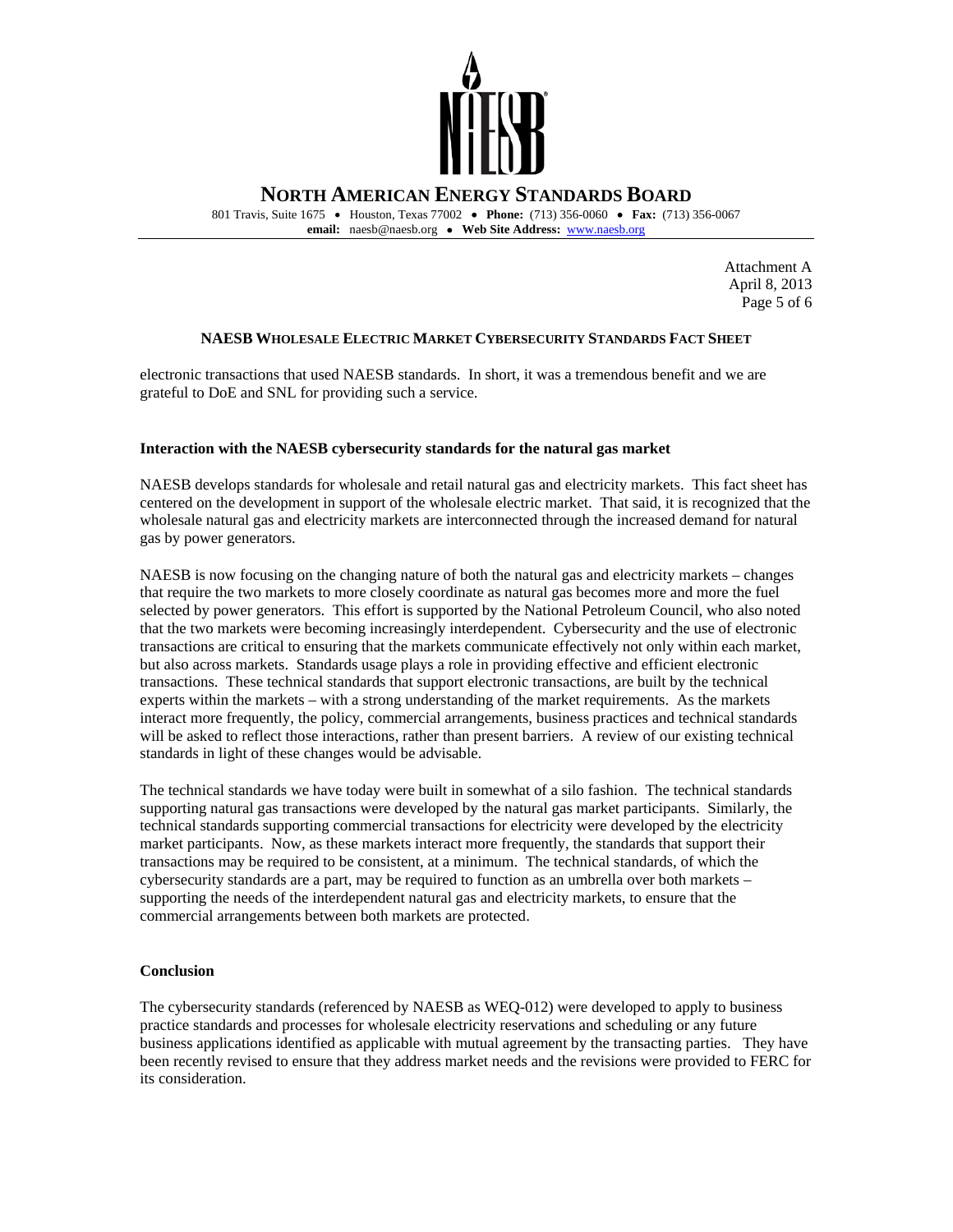**NAESB WHOLESALE ELECTRIC MARKET CYBERSECURITY STANDARDS FACT SHEET**

electronic transactions that used NAESB standards. In short, it was a tremendous benefit and we are grateful to DoE and SNL for providing such a service.

**Interaction with the NAESB cybersecurity standards for the natural gas market**

NAESB develops standards for wholesale and retail natural gas and electricity markets. This fact sheet has centered on the development in support of the wholesale electric market. That said, it is recognized that the wholesale natural gas and electricity markets are interconnected through the increased demand for natural gas by power generators.

NAESB is now focusing on the changing nature of both the natural gas and electricity markets – changes that require the two markets to more closely coordinate as natural gas becomes more and more the fuel selected by power generators. This effort is supported by the National Petroleum Council, who also noted that the two markets were becoming increasingly interdependent. Cybersecurity and the use of electronic transactions are critical to ensuring that the markets communicate effectively not only within each market, but also across markets. Standards usage plays a role in providing effective and efficient electronic transactions. These technical standards that support electronic transactions, are built by the technical experts within the markets – with a strong understanding of the market requirements. As the markets interact more frequently, the policy, commercial arrangements, business practices and technical standards will be asked to reflect those interactions, rather than present barriers. A review of our existing technical standards in light of these changes would be advisable.

The technical standards we have today were built in somewhat of a silo fashion. The technical standards supporting natural gas transactions were developed by the natural gas market participants. Similarly, the technical standards supporting commercial transactions for electricity were developed by the electricity market participants. Now, as these markets interact more frequently, the standards that support their transactions may be required to be consistent, at a minimum. The technical standards, of which the cybersecurity standards are a part, may be required to function as an umbrella over both markets – supporting the needs of the interdependent natural gas and electricity markets, to ensure that the commercial arrangements between both markets are protected.

**Conclusion**

The cybersecurity standards (referenced by NAESB as WEQ-012) were developed to apply to business practice standards and processes for wholesale electricity reservations and scheduling or any future business applications identified as applicable with mutual agreement by the transacting parties. They have been recently revised to ensure that they address market needs and the revisions were provided to FERC for its consideration.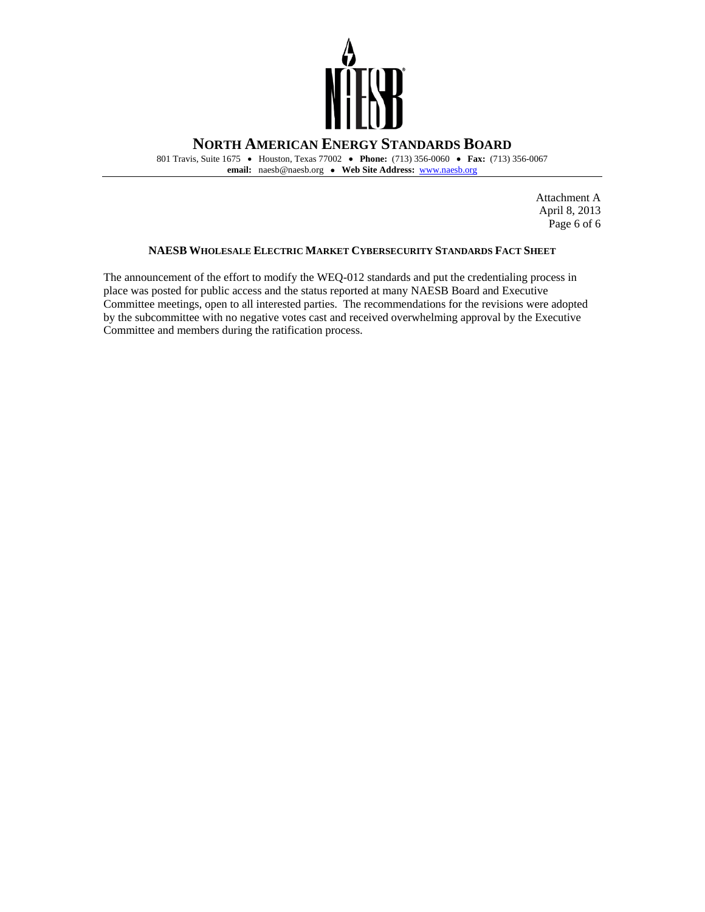Attachment A
April 8, 2013

## NAESB WHOLESALE ELECTRIC MARKET CYBERSECURITY STANDARDS FACT SHEET

The announcement of the effort to modify the WEQ-012 standards and put the credentialing process in place was posted for public access and the status reported at many NAESB Board and Executive Committee meetings, open to all interested parties. The recommendations for the revisions were adopted by the subcommittee with no negative votes cast and received overwhelming approval by the Executive Committee and members during the ratification process.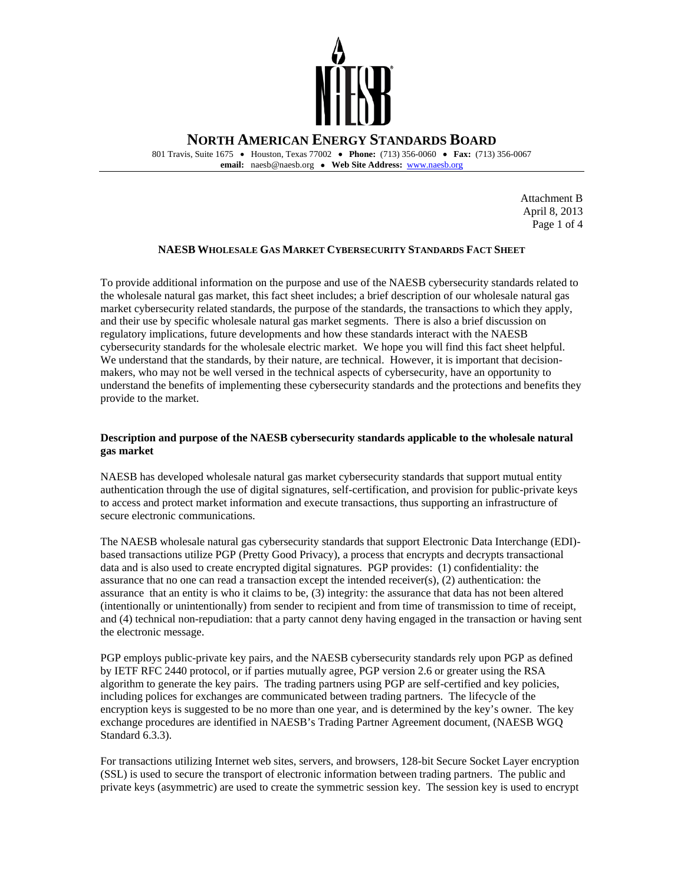# NORTH AMERICAN ENERGY STANDARDS BOARD

801 Travis, Suite 1675 • Houston, Texas 77002 • **Phone:** (713) 356-0060 • **Fax:** (713) 356-0067
**email:** naesb@naesb.org • **Web Site Address:** www.naesb.org

Attachment B
April 8, 2013

## NAESB WHOLESALE GAS MARKET CYBERSECURITY STANDARDS FACT SHEET

To provide additional information on the purpose and use of the NAESB cybersecurity standards related to the wholesale natural gas market, this fact sheet includes; a brief description of our wholesale natural gas market cybersecurity related standards, the purpose of the standards, the transactions to which they apply, and their use by specific wholesale natural gas market segments. There is also a brief discussion on regulatory implications, future developments and how these standards interact with the NAESB cybersecurity standards for the wholesale electric market. We hope you will find this fact sheet helpful. We understand that the standards, by their nature, are technical. However, it is important that decision-makers, who may not be well versed in the technical aspects of cybersecurity, have an opportunity to understand the benefits of implementing these cybersecurity standards and the protections and benefits they provide to the market.

### Description and purpose of the NAESB cybersecurity standards applicable to the wholesale natural gas market

NAESB has developed wholesale natural gas market cybersecurity standards that support mutual entity authentication through the use of digital signatures, self-certification, and provision for public-private keys to access and protect market information and execute transactions, thus supporting an infrastructure of secure electronic communications.

The NAESB wholesale natural gas cybersecurity standards that support Electronic Data Interchange (EDI)-based transactions utilize PGP (Pretty Good Privacy), a process that encrypts and decrypts transactional data and is also used to create encrypted digital signatures. PGP provides: (1) confidentiality: the assurance that no one can read a transaction except the intended receiver(s), (2) authentication: the assurance that an entity is who it claims to be, (3) integrity: the assurance that data has not been altered (intentionally or unintentionally) from sender to recipient and from time of transmission to time of receipt, and (4) technical non-repudiation: that a party cannot deny having engaged in the transaction or having sent the electronic message.

PGP employs public-private key pairs, and the NAESB cybersecurity standards rely upon PGP as defined by IETF RFC 2440 protocol, or if parties mutually agree, PGP version 2.6 or greater using the RSA algorithm to generate the key pairs. The trading partners using PGP are self-certified and key policies, including polices for exchanges are communicated between trading partners. The lifecycle of the encryption keys is suggested to be no more than one year, and is determined by the key's owner. The key exchange procedures are identified in NAESB's Trading Partner Agreement document, (NAESB WGQ Standard 6.3.3).

For transactions utilizing Internet web sites, servers, and browsers, 128-bit Secure Socket Layer encryption (SSL) is used to secure the transport of electronic information between trading partners. The public and private keys (asymmetric) are used to create the symmetric session key. The session key is used to encrypt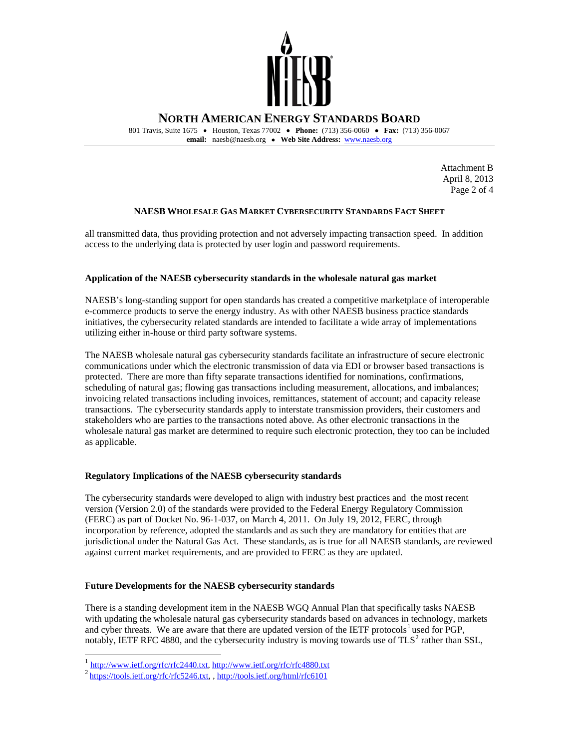Attachment B
April 8, 2013

**NAESB WHOLESALE GAS MARKET CYBERSECURITY STANDARDS FACT SHEET**

all transmitted data, thus providing protection and not adversely impacting transaction speed. In addition access to the underlying data is protected by user login and password requirements.

## Application of the NAESB cybersecurity standards in the wholesale natural gas market

NAESB's long-standing support for open standards has created a competitive marketplace of interoperable e-commerce products to serve the energy industry. As with other NAESB business practice standards initiatives, the cybersecurity related standards are intended to facilitate a wide array of implementations utilizing either in-house or third party software systems.

The NAESB wholesale natural gas cybersecurity standards facilitate an infrastructure of secure electronic communications under which the electronic transmission of data via EDI or browser based transactions is protected. There are more than fifty separate transactions identified for nominations, confirmations, scheduling of natural gas; flowing gas transactions including measurement, allocations, and imbalances; invoicing related transactions including invoices, remittances, statement of account; and capacity release transactions. The cybersecurity standards apply to interstate transmission providers, their customers and stakeholders who are parties to the transactions noted above. As other electronic transactions in the wholesale natural gas market are determined to require such electronic protection, they too can be included as applicable.

## Regulatory Implications of the NAESB cybersecurity standards

The cybersecurity standards were developed to align with industry best practices and the most recent version (Version 2.0) of the standards were provided to the Federal Energy Regulatory Commission (FERC) as part of Docket No. 96-1-037, on March 4, 2011. On July 19, 2012, FERC, through incorporation by reference, adopted the standards and as such they are mandatory for entities that are jurisdictional under the Natural Gas Act. These standards, as is true for all NAESB standards, are reviewed against current market requirements, and are provided to FERC as they are updated.

## Future Developments for the NAESB cybersecurity standards

There is a standing development item in the NAESB WGQ Annual Plan that specifically tasks NAESB with updating the wholesale natural gas cybersecurity standards based on advances in technology, markets and cyber threats. We are aware that there are updated version of the IETF protocols[1] used for PGP, notably, IETF RFC 4880, and the cybersecurity industry is moving towards use of TLS[2] rather than SSL,

---

[1] http://www.ietf.org/rfc/rfc2440.txt, http://www.ietf.org/rfc/rfc4880.txt

[2] https://tools.ietf.org/rfc/rfc5246.txt, , http://tools.ietf.org/html/rfc6101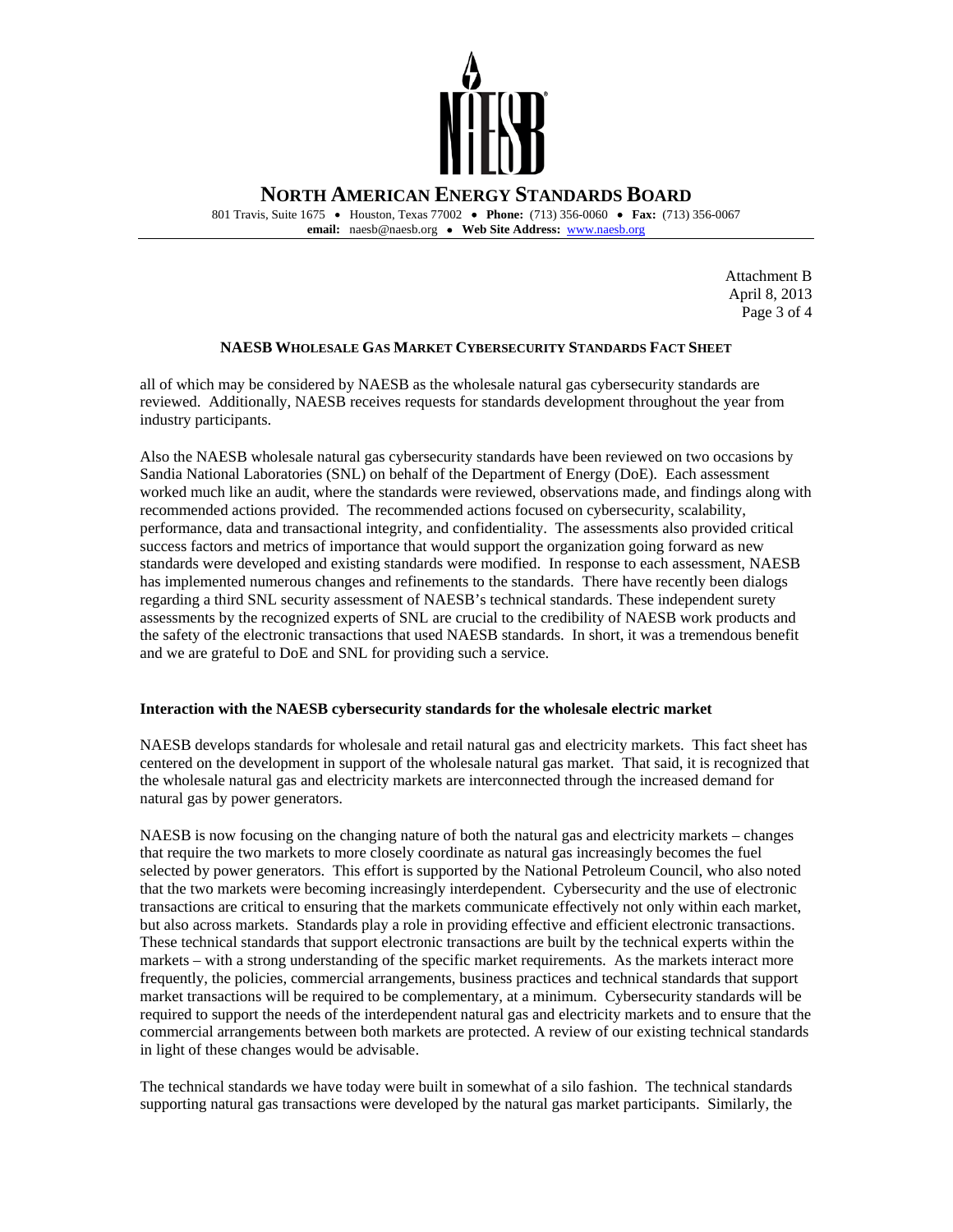Attachment B
April 8, 2013

### NAESB WHOLESALE GAS MARKET CYBERSECURITY STANDARDS FACT SHEET

all of which may be considered by NAESB as the wholesale natural gas cybersecurity standards are reviewed. Additionally, NAESB receives requests for standards development throughout the year from industry participants.

Also the NAESB wholesale natural gas cybersecurity standards have been reviewed on two occasions by Sandia National Laboratories (SNL) on behalf of the Department of Energy (DoE). Each assessment worked much like an audit, where the standards were reviewed, observations made, and findings along with recommended actions provided. The recommended actions focused on cybersecurity, scalability, performance, data and transactional integrity, and confidentiality. The assessments also provided critical success factors and metrics of importance that would support the organization going forward as new standards were developed and existing standards were modified. In response to each assessment, NAESB has implemented numerous changes and refinements to the standards. There have recently been dialogs regarding a third SNL security assessment of NAESB's technical standards. These independent surety assessments by the recognized experts of SNL are crucial to the credibility of NAESB work products and the safety of the electronic transactions that used NAESB standards. In short, it was a tremendous benefit and we are grateful to DoE and SNL for providing such a service.

**Interaction with the NAESB cybersecurity standards for the wholesale electric market**

NAESB develops standards for wholesale and retail natural gas and electricity markets. This fact sheet has centered on the development in support of the wholesale natural gas market. That said, it is recognized that the wholesale natural gas and electricity markets are interconnected through the increased demand for natural gas by power generators.

NAESB is now focusing on the changing nature of both the natural gas and electricity markets – changes that require the two markets to more closely coordinate as natural gas increasingly becomes the fuel selected by power generators. This effort is supported by the National Petroleum Council, who also noted that the two markets were becoming increasingly interdependent. Cybersecurity and the use of electronic transactions are critical to ensuring that the markets communicate effectively not only within each market, but also across markets. Standards play a role in providing effective and efficient electronic transactions. These technical standards that support electronic transactions are built by the technical experts within the markets – with a strong understanding of the specific market requirements. As the markets interact more frequently, the policies, commercial arrangements, business practices and technical standards that support market transactions will be required to be complementary, at a minimum. Cybersecurity standards will be required to support the needs of the interdependent natural gas and electricity markets and to ensure that the commercial arrangements between both markets are protected. A review of our existing technical standards in light of these changes would be advisable.

The technical standards we have today were built in somewhat of a silo fashion. The technical standards supporting natural gas transactions were developed by the natural gas market participants. Similarly, the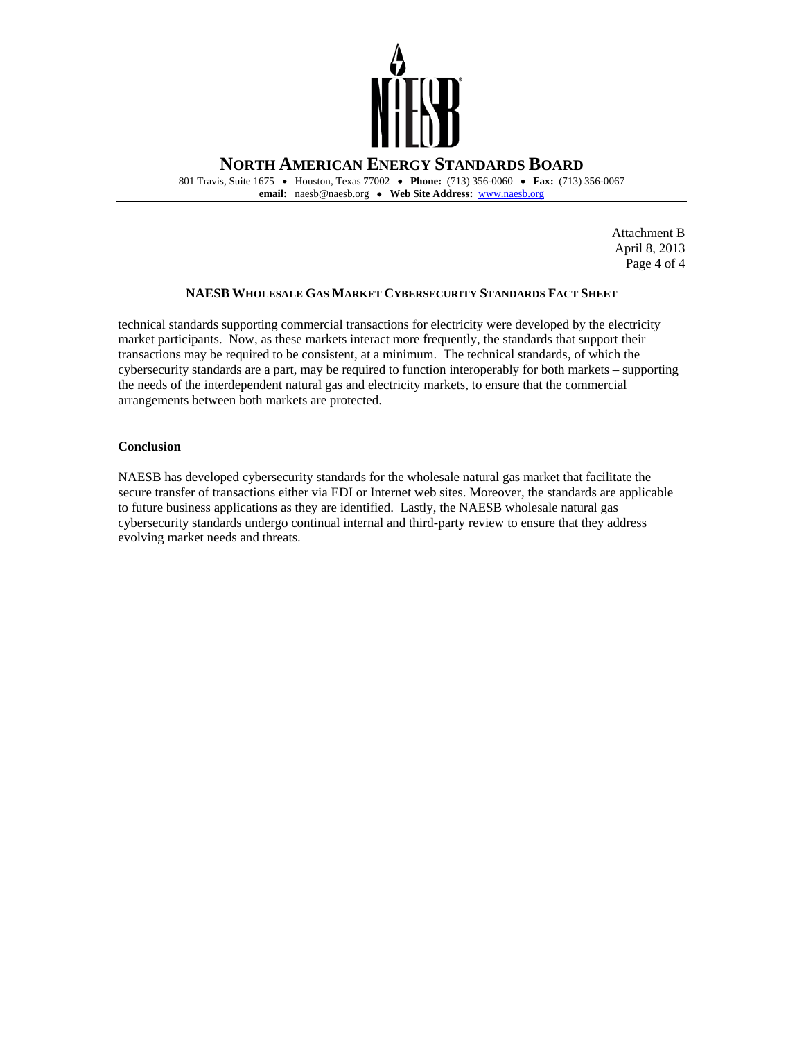Attachment B
April 8, 2013

**NAESB WHOLESALE GAS MARKET CYBERSECURITY STANDARDS FACT SHEET**

technical standards supporting commercial transactions for electricity were developed by the electricity market participants. Now, as these markets interact more frequently, the standards that support their transactions may be required to be consistent, at a minimum. The technical standards, of which the cybersecurity standards are a part, may be required to function interoperably for both markets – supporting the needs of the interdependent natural gas and electricity markets, to ensure that the commercial arrangements between both markets are protected.

**Conclusion**

NAESB has developed cybersecurity standards for the wholesale natural gas market that facilitate the secure transfer of transactions either via EDI or Internet web sites. Moreover, the standards are applicable to future business applications as they are identified. Lastly, the NAESB wholesale natural gas cybersecurity standards undergo continual internal and third-party review to ensure that they address evolving market needs and threats.